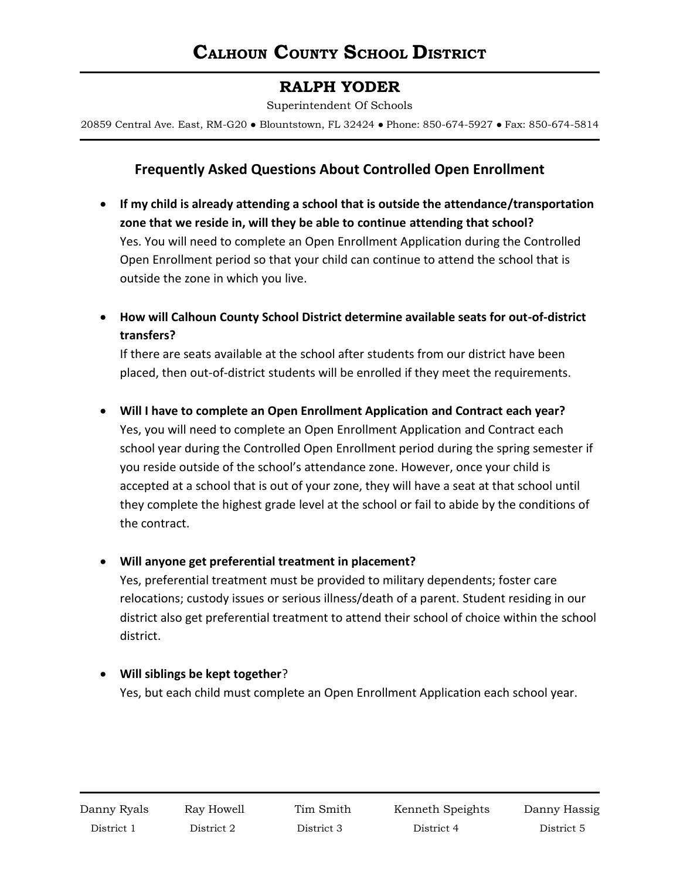# Calhoun County School District

## RALPH YODER

Superintendent Of Schools

20859 Central Ave. East, RM-G20 ● Blountstown, FL 32424 ● Phone: 850-674-5927 ● Fax: 850-674-5814

### Frequently Asked Questions About Controlled Open Enrollment

- **If my child is already attending a school that is outside the attendance/transportation zone that we reside in, will they be able to continue attending that school?**
  Yes. You will need to complete an Open Enrollment Application during the Controlled Open Enrollment period so that your child can continue to attend the school that is outside the zone in which you live.

- **How will Calhoun County School District determine available seats for out-of-district transfers?**
  If there are seats available at the school after students from our district have been placed, then out-of-district students will be enrolled if they meet the requirements.

- **Will I have to complete an Open Enrollment Application and Contract each year?**
  Yes, you will need to complete an Open Enrollment Application and Contract each school year during the Controlled Open Enrollment period during the spring semester if you reside outside of the school's attendance zone. However, once your child is accepted at a school that is out of your zone, they will have a seat at that school until they complete the highest grade level at the school or fail to abide by the conditions of the contract.

- **Will anyone get preferential treatment in placement?**
  Yes, preferential treatment must be provided to military dependents; foster care relocations; custody issues or serious illness/death of a parent. Student residing in our district also get preferential treatment to attend their school of choice within the school district.

- **Will siblings be kept together**?
  Yes, but each child must complete an Open Enrollment Application each school year.

| Danny Ryals | Ray Howell | Tim Smith | Kenneth Speights | Danny Hassig |
|---|---|---|---|---|
| District 1 | District 2 | District 3 | District 4 | District 5 |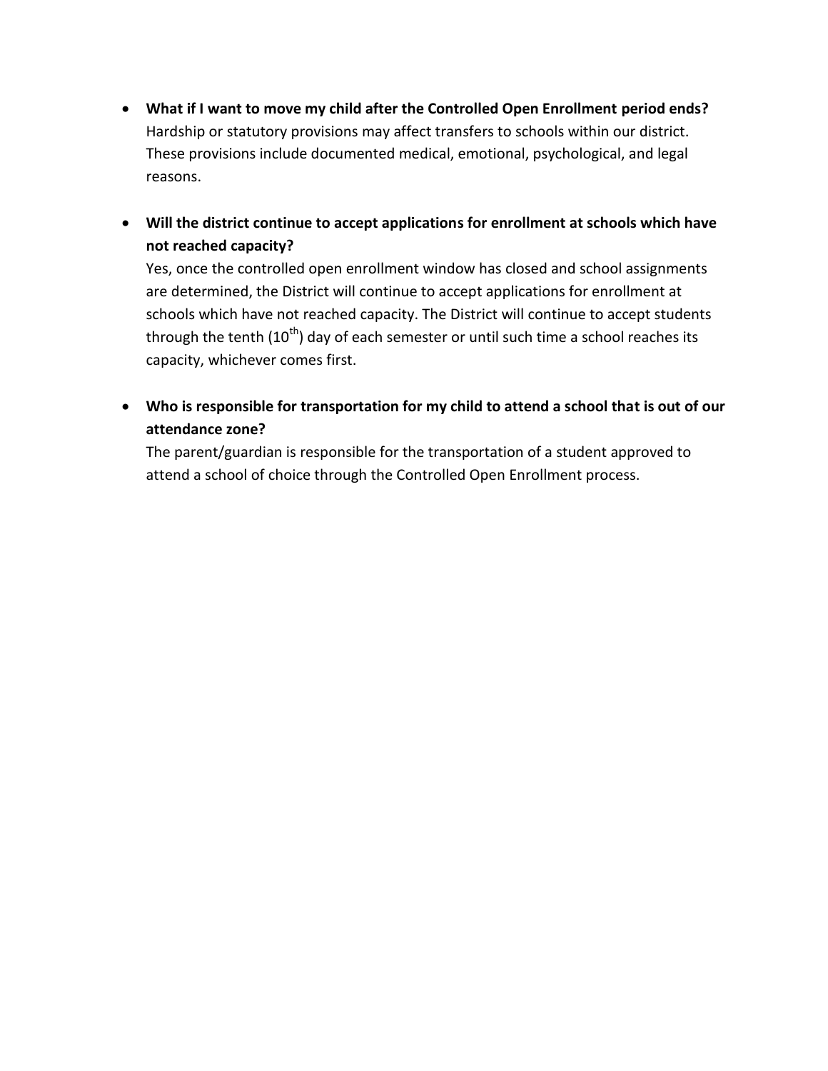- **What if I want to move my child after the Controlled Open Enrollment period ends?**
  Hardship or statutory provisions may affect transfers to schools within our district. These provisions include documented medical, emotional, psychological, and legal reasons.

- **Will the district continue to accept applications for enrollment at schools which have not reached capacity?**
  Yes, once the controlled open enrollment window has closed and school assignments are determined, the District will continue to accept applications for enrollment at schools which have not reached capacity. The District will continue to accept students through the tenth ($10^{th}$) day of each semester or until such time a school reaches its capacity, whichever comes first.

- **Who is responsible for transportation for my child to attend a school that is out of our attendance zone?**
  The parent/guardian is responsible for the transportation of a student approved to attend a school of choice through the Controlled Open Enrollment process.